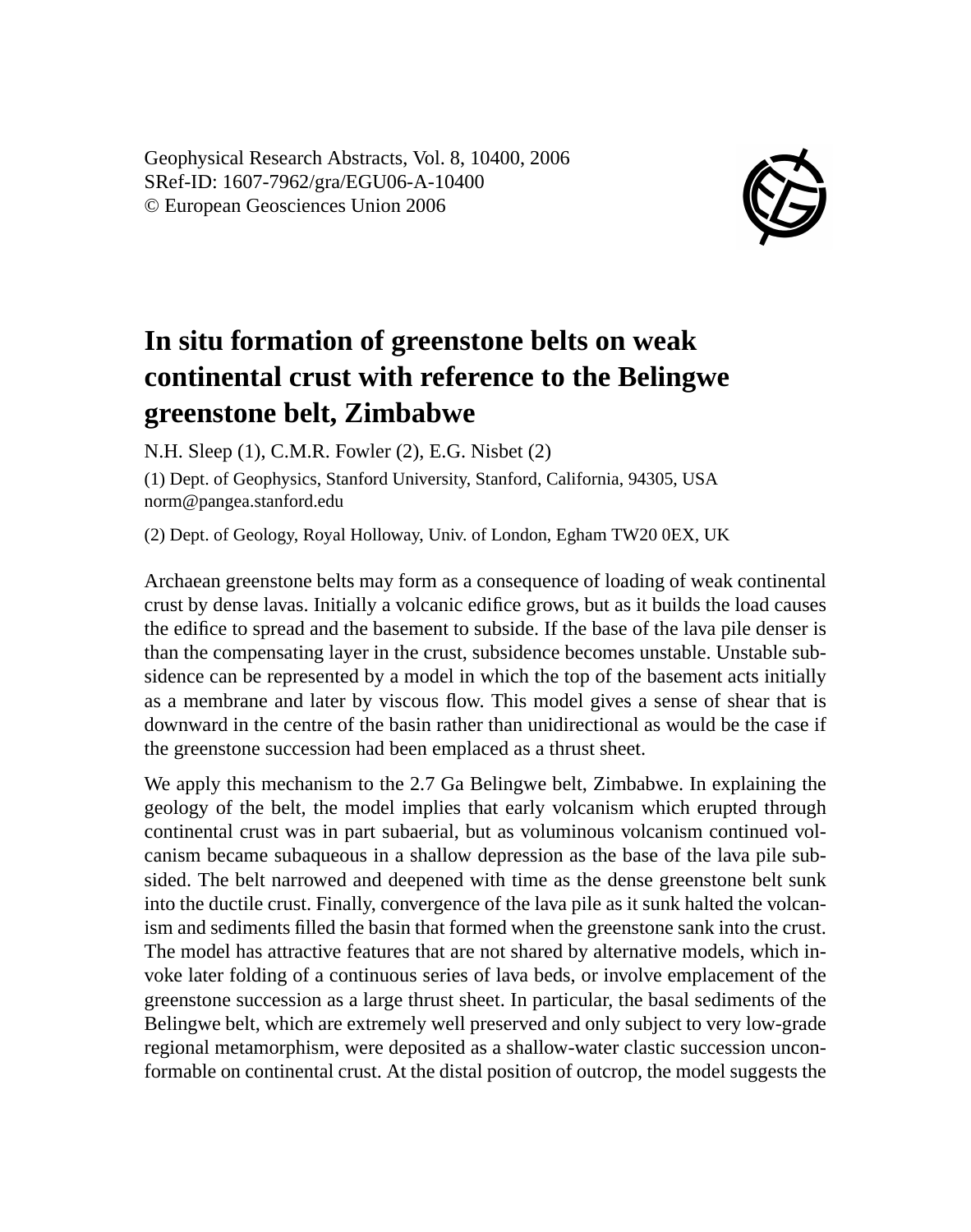Geophysical Research Abstracts, Vol. 8, 10400, 2006
SRef-ID: 1607-7962/gra/EGU06-A-10400
© European Geosciences Union 2006

# In situ formation of greenstone belts on weak continental crust with reference to the Belingwe greenstone belt, Zimbabwe

N.H. Sleep (1), C.M.R. Fowler (2), E.G. Nisbet (2)

(1) Dept. of Geophysics, Stanford University, Stanford, California, 94305, USA norm@pangea.stanford.edu

(2) Dept. of Geology, Royal Holloway, Univ. of London, Egham TW20 0EX, UK

Archaean greenstone belts may form as a consequence of loading of weak continental crust by dense lavas. Initially a volcanic edifice grows, but as it builds the load causes the edifice to spread and the basement to subside. If the base of the lava pile denser is than the compensating layer in the crust, subsidence becomes unstable. Unstable subsidence can be represented by a model in which the top of the basement acts initially as a membrane and later by viscous flow. This model gives a sense of shear that is downward in the centre of the basin rather than unidirectional as would be the case if the greenstone succession had been emplaced as a thrust sheet.

We apply this mechanism to the 2.7 Ga Belingwe belt, Zimbabwe. In explaining the geology of the belt, the model implies that early volcanism which erupted through continental crust was in part subaerial, but as voluminous volcanism continued volcanism became subaqueous in a shallow depression as the base of the lava pile subsided. The belt narrowed and deepened with time as the dense greenstone belt sunk into the ductile crust. Finally, convergence of the lava pile as it sunk halted the volcanism and sediments filled the basin that formed when the greenstone sank into the crust. The model has attractive features that are not shared by alternative models, which invoke later folding of a continuous series of lava beds, or involve emplacement of the greenstone succession as a large thrust sheet. In particular, the basal sediments of the Belingwe belt, which are extremely well preserved and only subject to very low-grade regional metamorphism, were deposited as a shallow-water clastic succession unconformable on continental crust. At the distal position of outcrop, the model suggests the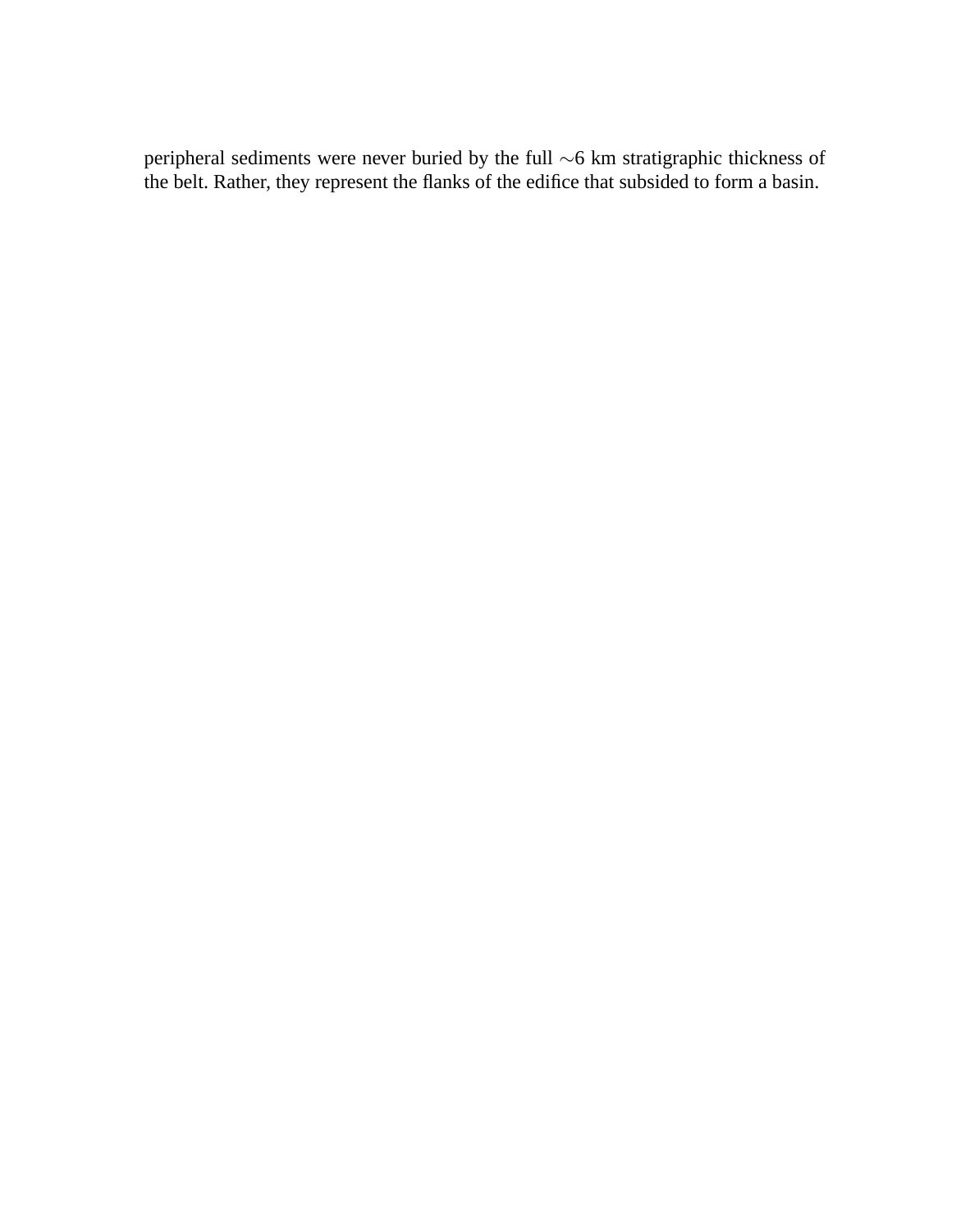peripheral sediments were never buried by the full $\sim$6 km stratigraphic thickness of the belt. Rather, they represent the flanks of the edifice that subsided to form a basin.